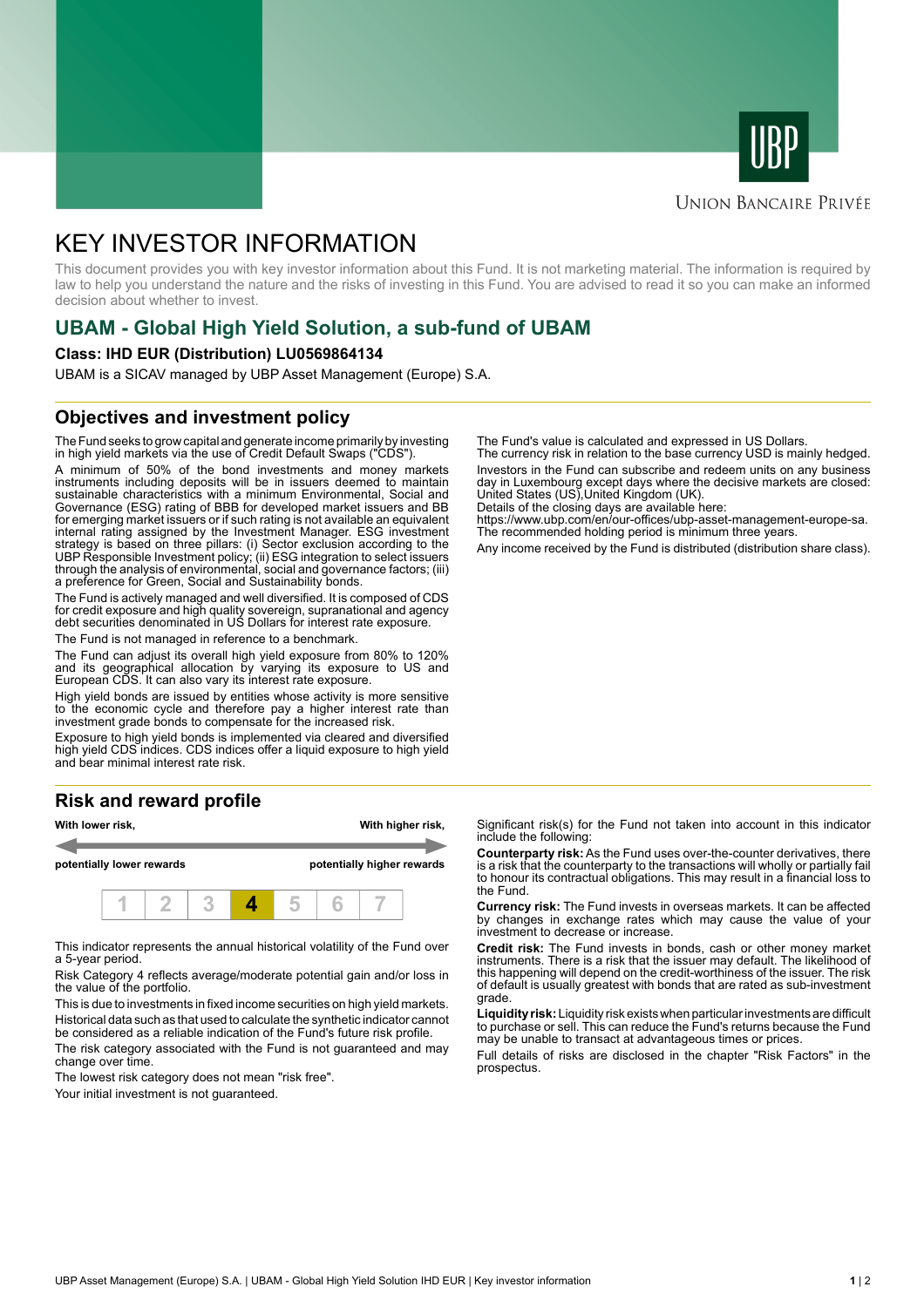UBP

Union Bancaire Privée

# KEY INVESTOR INFORMATION

This document provides you with key investor information about this Fund. It is not marketing material. The information is required by law to help you understand the nature and the risks of investing in this Fund. You are advised to read it so you can make an informed decision about whether to invest.

## UBAM - Global High Yield Solution, a sub-fund of UBAM

**Class: IHD EUR (Distribution) LU0569864134**

UBAM is a SICAV managed by UBP Asset Management (Europe) S.A.

## Objectives and investment policy

The Fund seeks to grow capital and generate income primarily by investing in high yield markets via the use of Credit Default Swaps ("CDS").

A minimum of 50% of the bond investments and money markets instruments including deposits will be in issuers deemed to maintain sustainable characteristics with a minimum Environmental, Social and Governance (ESG) rating of BBB for developed market issuers and BB for emerging market issuers or if such rating is not available an equivalent internal rating assigned by the Investment Manager. ESG investment strategy is based on three pillars: (i) Sector exclusion according to the UBP Responsible Investment policy; (ii) ESG integration to select issuers through the analysis of environmental, social and governance factors; (iii) a preference for Green, Social and Sustainability bonds.

The Fund is actively managed and well diversified. It is composed of CDS for credit exposure and high quality sovereign, supranational and agency debt securities denominated in US Dollars for interest rate exposure.

The Fund is not managed in reference to a benchmark.

The Fund can adjust its overall high yield exposure from 80% to 120% and its geographical allocation by varying its exposure to US and European CDS. It can also vary its interest rate exposure.

High yield bonds are issued by entities whose activity is more sensitive to the economic cycle and therefore pay a higher interest rate than investment grade bonds to compensate for the increased risk.

Exposure to high yield bonds is implemented via cleared and diversified high yield CDS indices. CDS indices offer a liquid exposure to high yield and bear minimal interest rate risk.

The Fund's value is calculated and expressed in US Dollars.

The currency risk in relation to the base currency USD is mainly hedged.

Investors in the Fund can subscribe and redeem units on any business day in Luxembourg except days where the decisive markets are closed: United States (US),United Kingdom (UK).

Details of the closing days are available here:

https://www.ubp.com/en/our-offices/ubp-asset-management-europe-sa.

The recommended holding period is minimum three years.

Any income received by the Fund is distributed (distribution share class).

## Risk and reward profile

| **With lower risk,** | | | | | | **With higher risk,** |
|---|---|---|---|---|---|---|
| **potentially lower rewards** | | | | | | **potentially higher rewards** |
| 1 | 2 | 3 | **4** | 5 | 6 | 7 |

This indicator represents the annual historical volatility of the Fund over a 5-year period.

Risk Category 4 reflects average/moderate potential gain and/or loss in the value of the portfolio.

This is due to investments in fixed income securities on high yield markets.

Historical data such as that used to calculate the synthetic indicator cannot be considered as a reliable indication of the Fund's future risk profile.

The risk category associated with the Fund is not guaranteed and may change over time.

The lowest risk category does not mean "risk free".

Your initial investment is not guaranteed.

Significant risk(s) for the Fund not taken into account in this indicator include the following:

**Counterparty risk:** As the Fund uses over-the-counter derivatives, there is a risk that the counterparty to the transactions will wholly or partially fail to honour its contractual obligations. This may result in a financial loss to the Fund.

**Currency risk:** The Fund invests in overseas markets. It can be affected by changes in exchange rates which may cause the value of your investment to decrease or increase.

**Credit risk:** The Fund invests in bonds, cash or other money market instruments. There is a risk that the issuer may default. The likelihood of this happening will depend on the credit-worthiness of the issuer. The risk of default is usually greatest with bonds that are rated as sub-investment grade.

**Liquidity risk:** Liquidity risk exists when particular investments are difficult to purchase or sell. This can reduce the Fund's returns because the Fund may be unable to transact at advantageous times or prices.

Full details of risks are disclosed in the chapter "Risk Factors" in the prospectus.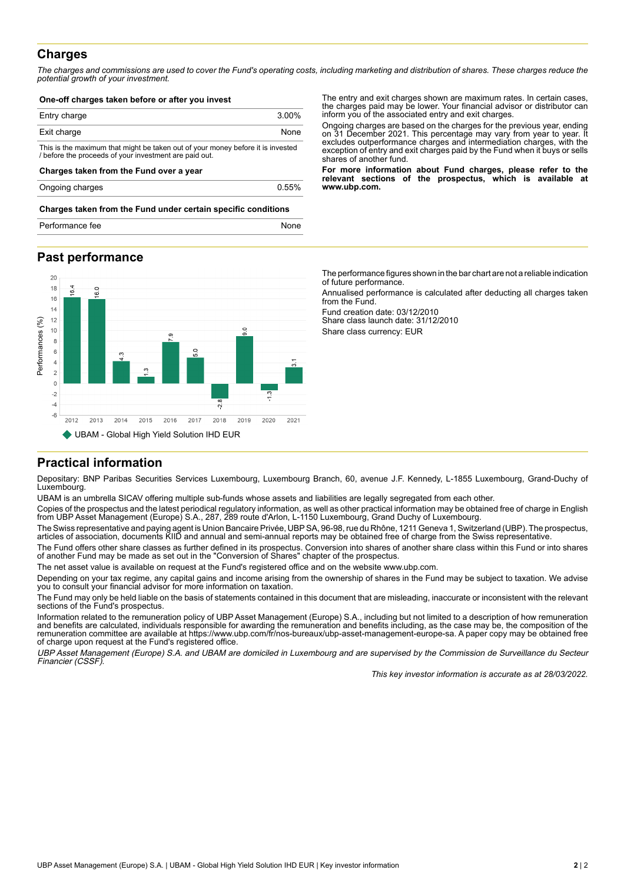## Charges

*The charges and commissions are used to cover the Fund's operating costs, including marketing and distribution of shares. These charges reduce the potential growth of your investment.*

| **One-off charges taken before or after you invest** | |
|---|---|
| Entry charge | 3.00% |
| Exit charge | None |

This is the maximum that might be taken out of your money before it is invested / before the proceeds of your investment are paid out.

| **Charges taken from the Fund over a year** | |
|---|---|
| Ongoing charges | 0.55% |

| **Charges taken from the Fund under certain specific conditions** | |
|---|---|
| Performance fee | None |

The entry and exit charges shown are maximum rates. In certain cases, the charges paid may be lower. Your financial advisor or distributor can inform you of the associated entry and exit charges.

Ongoing charges are based on the charges for the previous year, ending on 31 December 2021. This percentage may vary from year to year. It excludes outperformance charges and intermediation charges, with the exception of entry and exit charges paid by the Fund when it buys or sells shares of another fund.

**For more information about Fund charges, please refer to the relevant sections of the prospectus, which is available at www.ubp.com.**

## Past performance

Performances (%)

20 18 16 14 12 10 8 6 4 2 0 -2 -4 -6

16.4 16.0 4.3 1.3 7.9 5.0 -2.8 9.0 -1.3 3.1

2012 2013 2014 2015 2016 2017 2018 2019 2020 2021

UBAM - Global High Yield Solution IHD EUR

The performance figures shown in the bar chart are not a reliable indication of future performance.

Annualised performance is calculated after deducting all charges taken from the Fund.

Fund creation date: 03/12/2010
Share class launch date: 31/12/2010
Share class currency: EUR

## Practical information

Depositary: BNP Paribas Securities Services Luxembourg, Luxembourg Branch, 60, avenue J.F. Kennedy, L-1855 Luxembourg, Grand-Duchy of Luxembourg.

UBAM is an umbrella SICAV offering multiple sub-funds whose assets and liabilities are legally segregated from each other.

Copies of the prospectus and the latest periodical regulatory information, as well as other practical information may be obtained free of charge in English from UBP Asset Management (Europe) S.A., 287, 289 route d'Arlon, L-1150 Luxembourg, Grand Duchy of Luxembourg.

The Swiss representative and paying agent is Union Bancaire Privée, UBP SA, 96-98, rue du Rhône, 1211 Geneva 1, Switzerland (UBP). The prospectus, articles of association, documents KIID and annual and semi-annual reports may be obtained free of charge from the Swiss representative.

The Fund offers other share classes as further defined in its prospectus. Conversion into shares of another share class within this Fund or into shares of another Fund may be made as set out in the "Conversion of Shares" chapter of the prospectus.

The net asset value is available on request at the Fund's registered office and on the website www.ubp.com.

Depending on your tax regime, any capital gains and income arising from the ownership of shares in the Fund may be subject to taxation. We advise you to consult your financial advisor for more information on taxation.

The Fund may only be held liable on the basis of statements contained in this document that are misleading, inaccurate or inconsistent with the relevant sections of the Fund's prospectus.

Information related to the remuneration policy of UBP Asset Management (Europe) S.A., including but not limited to a description of how remuneration and benefits are calculated, individuals responsible for awarding the remuneration and benefits including, as the case may be, the composition of the remuneration committee are available at https://www.ubp.com/fr/nos-bureaux/ubp-asset-management-europe-sa. A paper copy may be obtained free of charge upon request at the Fund's registered office.

*UBP Asset Management (Europe) S.A. and UBAM are domiciled in Luxembourg and are supervised by the Commission de Surveillance du Secteur Financier (CSSF).*

*This key investor information is accurate as at 28/03/2022.*